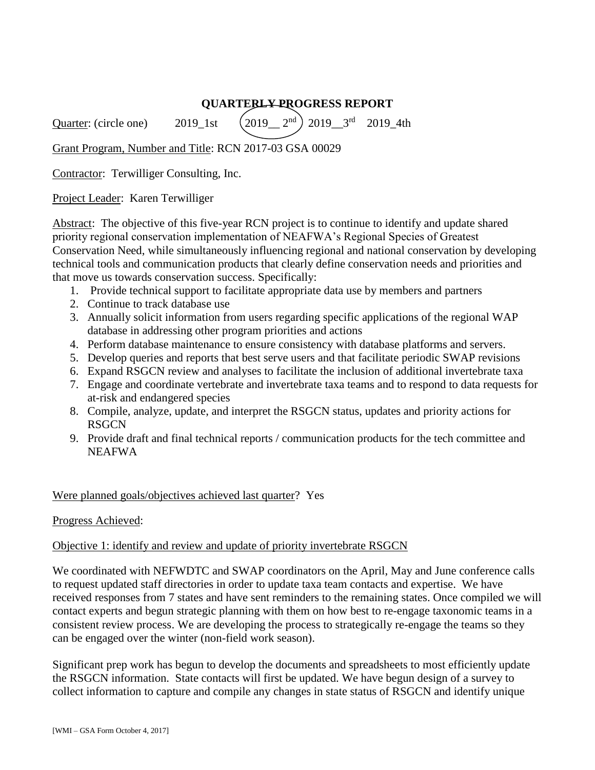# QUARTERLY PROGRESS REPORT

Quarter: (circle one) 2019_1st (2019__ 2nd) 2019__3rd 2019_4th

Grant Program, Number and Title: RCN 2017-03 GSA 00029

Contractor: Terwilliger Consulting, Inc.

Project Leader: Karen Terwilliger

Abstract: The objective of this five-year RCN project is to continue to identify and update shared priority regional conservation implementation of NEAFWA's Regional Species of Greatest Conservation Need, while simultaneously influencing regional and national conservation by developing technical tools and communication products that clearly define conservation needs and priorities and that move us towards conservation success. Specifically:

1. Provide technical support to facilitate appropriate data use by members and partners
2. Continue to track database use
3. Annually solicit information from users regarding specific applications of the regional WAP database in addressing other program priorities and actions
4. Perform database maintenance to ensure consistency with database platforms and servers.
5. Develop queries and reports that best serve users and that facilitate periodic SWAP revisions
6. Expand RSGCN review and analyses to facilitate the inclusion of additional invertebrate taxa
7. Engage and coordinate vertebrate and invertebrate taxa teams and to respond to data requests for at-risk and endangered species
8. Compile, analyze, update, and interpret the RSGCN status, updates and priority actions for RSGCN
9. Provide draft and final technical reports / communication products for the tech committee and NEAFWA

Were planned goals/objectives achieved last quarter? Yes

Progress Achieved:

Objective 1: identify and review and update of priority invertebrate RSGCN

We coordinated with NEFWDTC and SWAP coordinators on the April, May and June conference calls to request updated staff directories in order to update taxa team contacts and expertise. We have received responses from 7 states and have sent reminders to the remaining states. Once compiled we will contact experts and begun strategic planning with them on how best to re-engage taxonomic teams in a consistent review process. We are developing the process to strategically re-engage the teams so they can be engaged over the winter (non-field work season).

Significant prep work has begun to develop the documents and spreadsheets to most efficiently update the RSGCN information. State contacts will first be updated. We have begun design of a survey to collect information to capture and compile any changes in state status of RSGCN and identify unique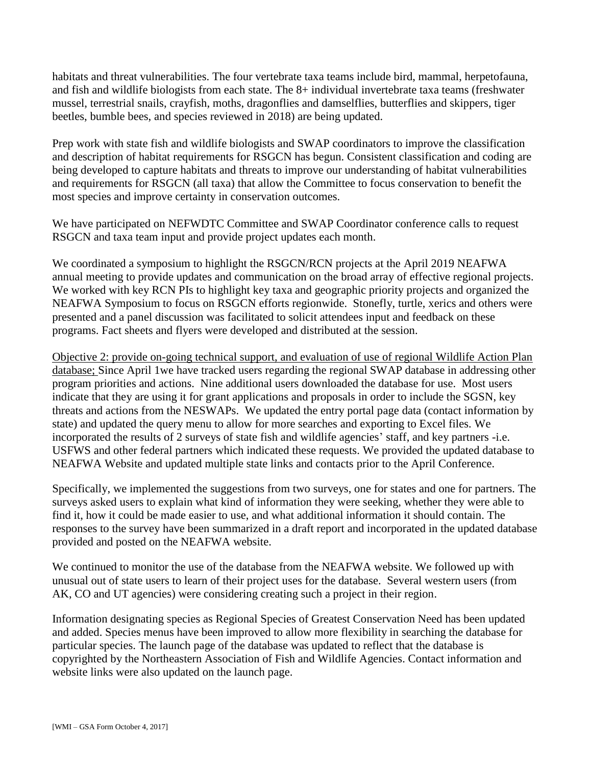habitats and threat vulnerabilities. The four vertebrate taxa teams include bird, mammal, herpetofauna, and fish and wildlife biologists from each state. The 8+ individual invertebrate taxa teams (freshwater mussel, terrestrial snails, crayfish, moths, dragonflies and damselflies, butterflies and skippers, tiger beetles, bumble bees, and species reviewed in 2018) are being updated.

Prep work with state fish and wildlife biologists and SWAP coordinators to improve the classification and description of habitat requirements for RSGCN has begun. Consistent classification and coding are being developed to capture habitats and threats to improve our understanding of habitat vulnerabilities and requirements for RSGCN (all taxa) that allow the Committee to focus conservation to benefit the most species and improve certainty in conservation outcomes.

We have participated on NEFWDTC Committee and SWAP Coordinator conference calls to request RSGCN and taxa team input and provide project updates each month.

We coordinated a symposium to highlight the RSGCN/RCN projects at the April 2019 NEAFWA annual meeting to provide updates and communication on the broad array of effective regional projects. We worked with key RCN PIs to highlight key taxa and geographic priority projects and organized the NEAFWA Symposium to focus on RSGCN efforts regionwide. Stonefly, turtle, xerics and others were presented and a panel discussion was facilitated to solicit attendees input and feedback on these programs. Fact sheets and flyers were developed and distributed at the session.

Objective 2: provide on-going technical support, and evaluation of use of regional Wildlife Action Plan database; Since April 1we have tracked users regarding the regional SWAP database in addressing other program priorities and actions. Nine additional users downloaded the database for use. Most users indicate that they are using it for grant applications and proposals in order to include the SGSN, key threats and actions from the NESWAPs. We updated the entry portal page data (contact information by state) and updated the query menu to allow for more searches and exporting to Excel files. We incorporated the results of 2 surveys of state fish and wildlife agencies' staff, and key partners -i.e. USFWS and other federal partners which indicated these requests. We provided the updated database to NEAFWA Website and updated multiple state links and contacts prior to the April Conference.

Specifically, we implemented the suggestions from two surveys, one for states and one for partners. The surveys asked users to explain what kind of information they were seeking, whether they were able to find it, how it could be made easier to use, and what additional information it should contain. The responses to the survey have been summarized in a draft report and incorporated in the updated database provided and posted on the NEAFWA website.

We continued to monitor the use of the database from the NEAFWA website. We followed up with unusual out of state users to learn of their project uses for the database. Several western users (from AK, CO and UT agencies) were considering creating such a project in their region.

Information designating species as Regional Species of Greatest Conservation Need has been updated and added. Species menus have been improved to allow more flexibility in searching the database for particular species. The launch page of the database was updated to reflect that the database is copyrighted by the Northeastern Association of Fish and Wildlife Agencies. Contact information and website links were also updated on the launch page.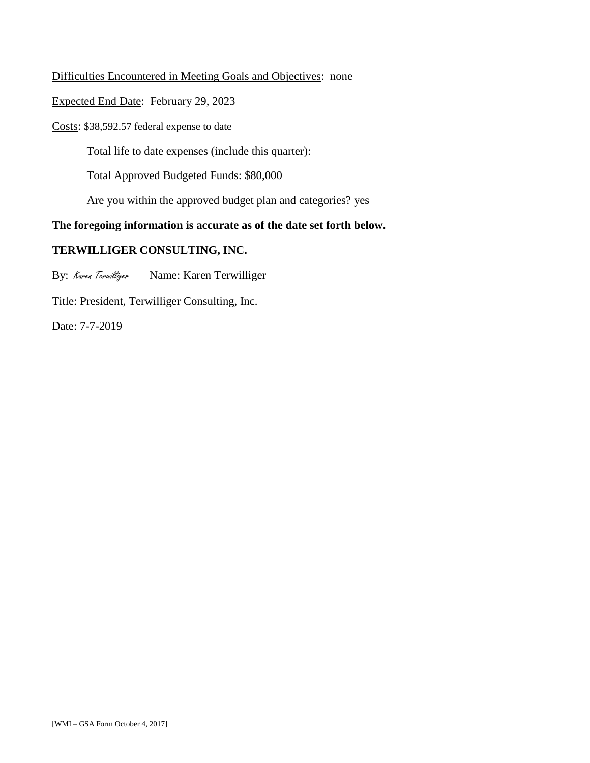Difficulties Encountered in Meeting Goals and Objectives: none

Expected End Date: February 29, 2023

Costs: $38,592.57 federal expense to date

Total life to date expenses (include this quarter):

Total Approved Budgeted Funds: $80,000

Are you within the approved budget plan and categories? yes

**The foregoing information is accurate as of the date set forth below.**

**TERWILLIGER CONSULTING, INC.**

By: *Karen Terwilliger* Name: Karen Terwilliger

Title: President, Terwilliger Consulting, Inc.

Date: 7-7-2019